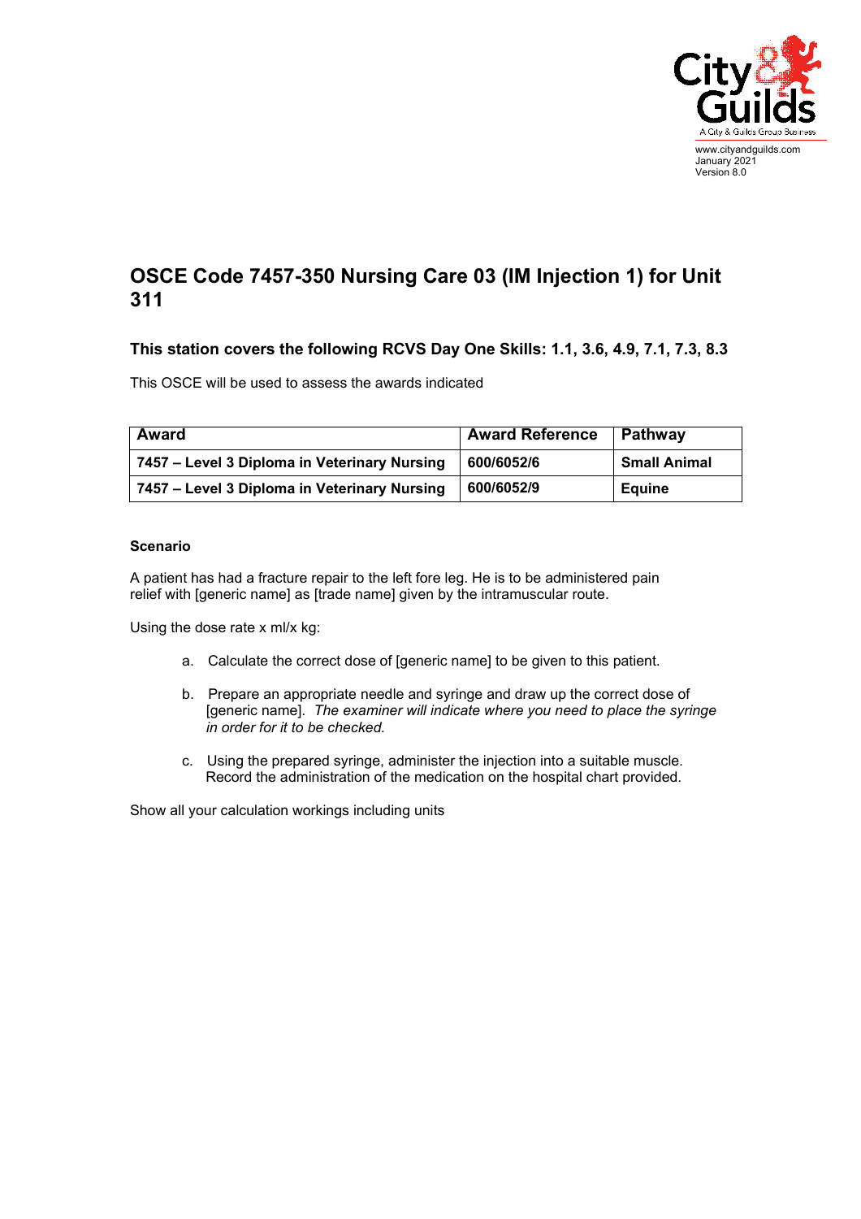www.cityandguilds.com
January 2021
Version 8.0

# OSCE Code 7457-350 Nursing Care 03 (IM Injection 1) for Unit 311

### This station covers the following RCVS Day One Skills: 1.1, 3.6, 4.9, 7.1, 7.3, 8.3

This OSCE will be used to assess the awards indicated

| Award | Award Reference | Pathway |
|---|---|---|
| **7457 – Level 3 Diploma in Veterinary Nursing** | **600/6052/6** | **Small Animal** |
| **7457 – Level 3 Diploma in Veterinary Nursing** | **600/6052/9** | **Equine** |

**Scenario**

A patient has had a fracture repair to the left fore leg. He is to be administered pain relief with [generic name] as [trade name] given by the intramuscular route.

Using the dose rate x ml/x kg:

a. Calculate the correct dose of [generic name] to be given to this patient.

b. Prepare an appropriate needle and syringe and draw up the correct dose of [generic name]. *The examiner will indicate where you need to place the syringe in order for it to be checked.*

c. Using the prepared syringe, administer the injection into a suitable muscle. Record the administration of the medication on the hospital chart provided.

Show all your calculation workings including units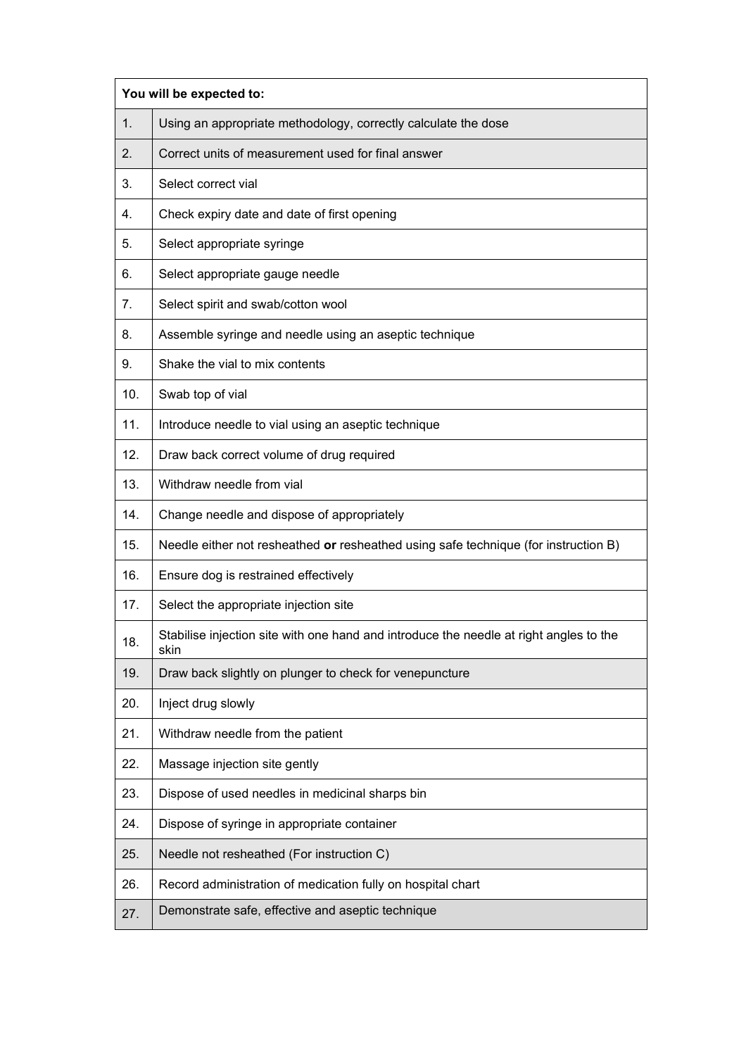| You will be expected to: | |
|---|---|
| 1. | Using an appropriate methodology, correctly calculate the dose |
| 2. | Correct units of measurement used for final answer |
| 3. | Select correct vial |
| 4. | Check expiry date and date of first opening |
| 5. | Select appropriate syringe |
| 6. | Select appropriate gauge needle |
| 7. | Select spirit and swab/cotton wool |
| 8. | Assemble syringe and needle using an aseptic technique |
| 9. | Shake the vial to mix contents |
| 10. | Swab top of vial |
| 11. | Introduce needle to vial using an aseptic technique |
| 12. | Draw back correct volume of drug required |
| 13. | Withdraw needle from vial |
| 14. | Change needle and dispose of appropriately |
| 15. | Needle either not resheathed **or** resheathed using safe technique (for instruction B) |
| 16. | Ensure dog is restrained effectively |
| 17. | Select the appropriate injection site |
| 18. | Stabilise injection site with one hand and introduce the needle at right angles to the skin |
| 19. | Draw back slightly on plunger to check for venepuncture |
| 20. | Inject drug slowly |
| 21. | Withdraw needle from the patient |
| 22. | Massage injection site gently |
| 23. | Dispose of used needles in medicinal sharps bin |
| 24. | Dispose of syringe in appropriate container |
| 25. | Needle not resheathed (For instruction C) |
| 26. | Record administration of medication fully on hospital chart |
| 27. | Demonstrate safe, effective and aseptic technique |